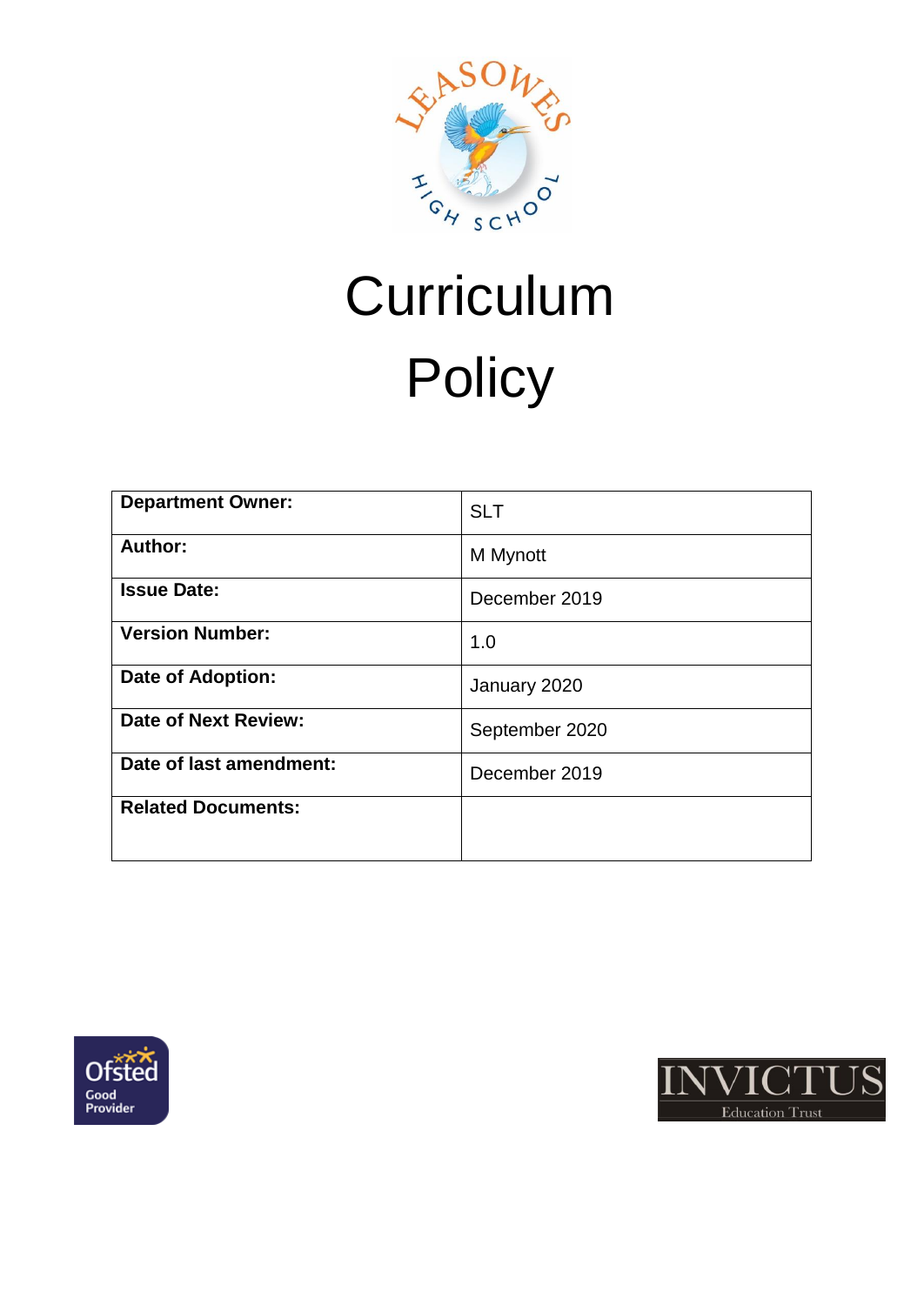# Curriculum Policy

| Department Owner: | SLT |
|---|---|
| Author: | M Mynott |
| Issue Date: | December 2019 |
| Version Number: | 1.0 |
| Date of Adoption: | January 2020 |
| Date of Next Review: | September 2020 |
| Date of last amendment: | December 2019 |
| Related Documents: | |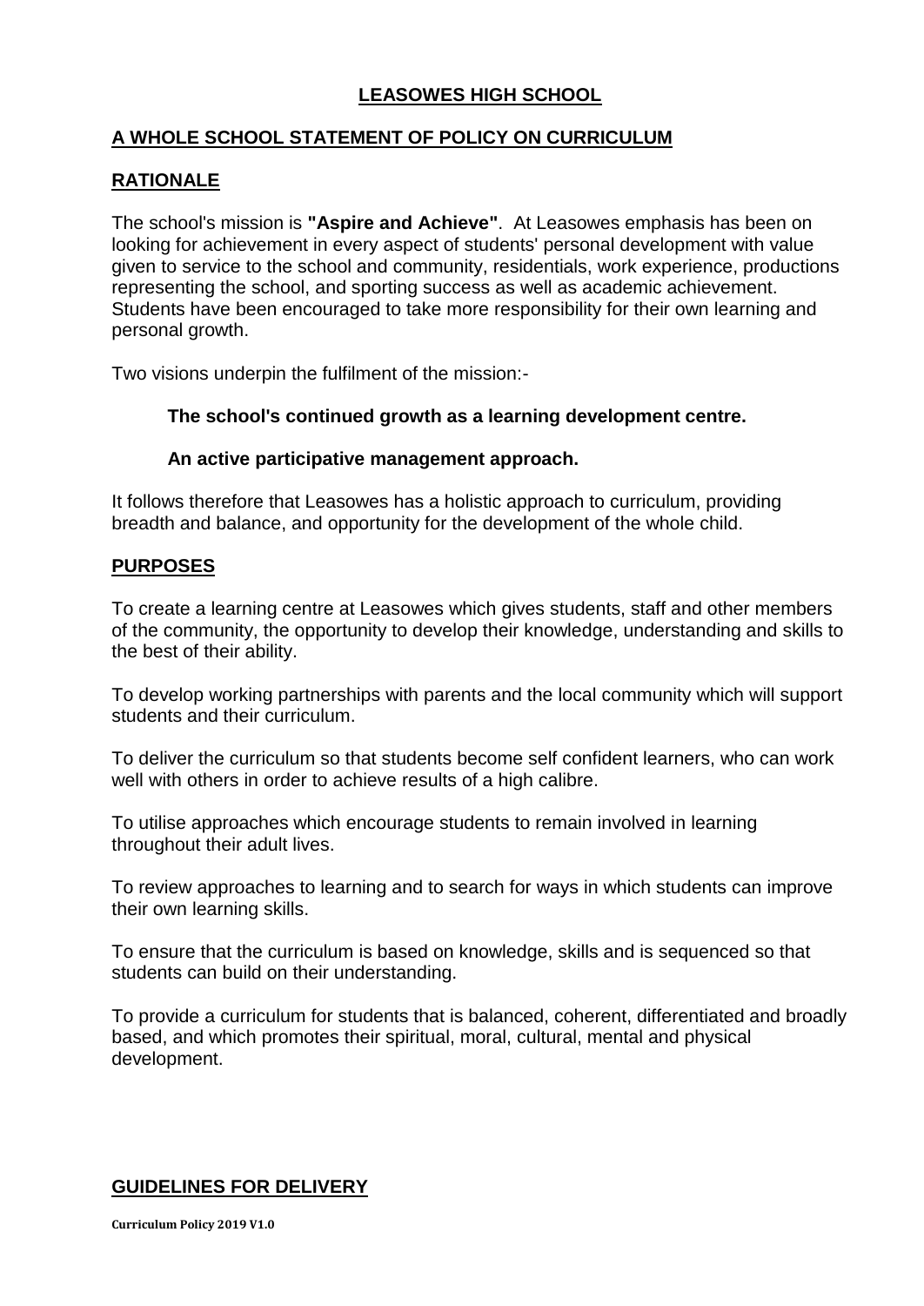# LEASOWES HIGH SCHOOL

## A WHOLE SCHOOL STATEMENT OF POLICY ON CURRICULUM

## RATIONALE

The school's mission is **"Aspire and Achieve"**. At Leasowes emphasis has been on looking for achievement in every aspect of students' personal development with value given to service to the school and community, residentials, work experience, productions representing the school, and sporting success as well as academic achievement. Students have been encouraged to take more responsibility for their own learning and personal growth.

Two visions underpin the fulfilment of the mission:-

**The school's continued growth as a learning development centre.**

**An active participative management approach.**

It follows therefore that Leasowes has a holistic approach to curriculum, providing breadth and balance, and opportunity for the development of the whole child.

## PURPOSES

To create a learning centre at Leasowes which gives students, staff and other members of the community, the opportunity to develop their knowledge, understanding and skills to the best of their ability.

To develop working partnerships with parents and the local community which will support students and their curriculum.

To deliver the curriculum so that students become self confident learners, who can work well with others in order to achieve results of a high calibre.

To utilise approaches which encourage students to remain involved in learning throughout their adult lives.

To review approaches to learning and to search for ways in which students can improve their own learning skills.

To ensure that the curriculum is based on knowledge, skills and is sequenced so that students can build on their understanding.

To provide a curriculum for students that is balanced, coherent, differentiated and broadly based, and which promotes their spiritual, moral, cultural, mental and physical development.

## GUIDELINES FOR DELIVERY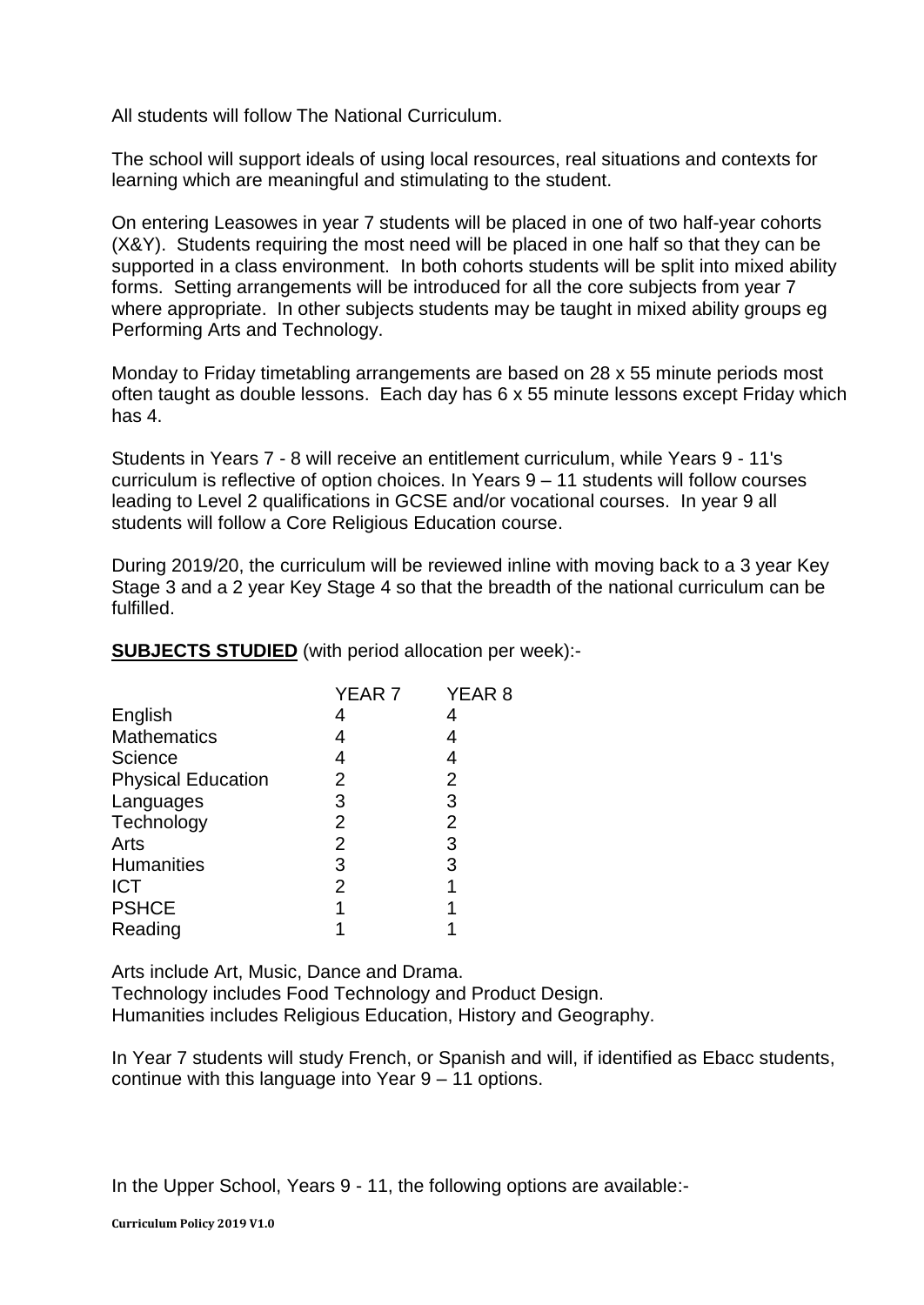All students will follow The National Curriculum.

The school will support ideals of using local resources, real situations and contexts for learning which are meaningful and stimulating to the student.

On entering Leasowes in year 7 students will be placed in one of two half-year cohorts (X&Y). Students requiring the most need will be placed in one half so that they can be supported in a class environment. In both cohorts students will be split into mixed ability forms. Setting arrangements will be introduced for all the core subjects from year 7 where appropriate. In other subjects students may be taught in mixed ability groups eg Performing Arts and Technology.

Monday to Friday timetabling arrangements are based on 28 x 55 minute periods most often taught as double lessons. Each day has 6 x 55 minute lessons except Friday which has 4.

Students in Years 7 - 8 will receive an entitlement curriculum, while Years 9 - 11's curriculum is reflective of option choices. In Years 9 – 11 students will follow courses leading to Level 2 qualifications in GCSE and/or vocational courses. In year 9 all students will follow a Core Religious Education course.

During 2019/20, the curriculum will be reviewed inline with moving back to a 3 year Key Stage 3 and a 2 year Key Stage 4 so that the breadth of the national curriculum can be fulfilled.

**SUBJECTS STUDIED** (with period allocation per week):-

| | YEAR 7 | YEAR 8 |
|---|---|---|
| English | 4 | 4 |
| Mathematics | 4 | 4 |
| Science | 4 | 4 |
| Physical Education | 2 | 2 |
| Languages | 3 | 3 |
| Technology | 2 | 2 |
| Arts | 2 | 3 |
| Humanities | 3 | 3 |
| ICT | 2 | 1 |
| PSHCE | 1 | 1 |
| Reading | 1 | 1 |

Arts include Art, Music, Dance and Drama.
Technology includes Food Technology and Product Design.
Humanities includes Religious Education, History and Geography.

In Year 7 students will study French, or Spanish and will, if identified as Ebacc students, continue with this language into Year 9 – 11 options.

In the Upper School, Years 9 - 11, the following options are available:-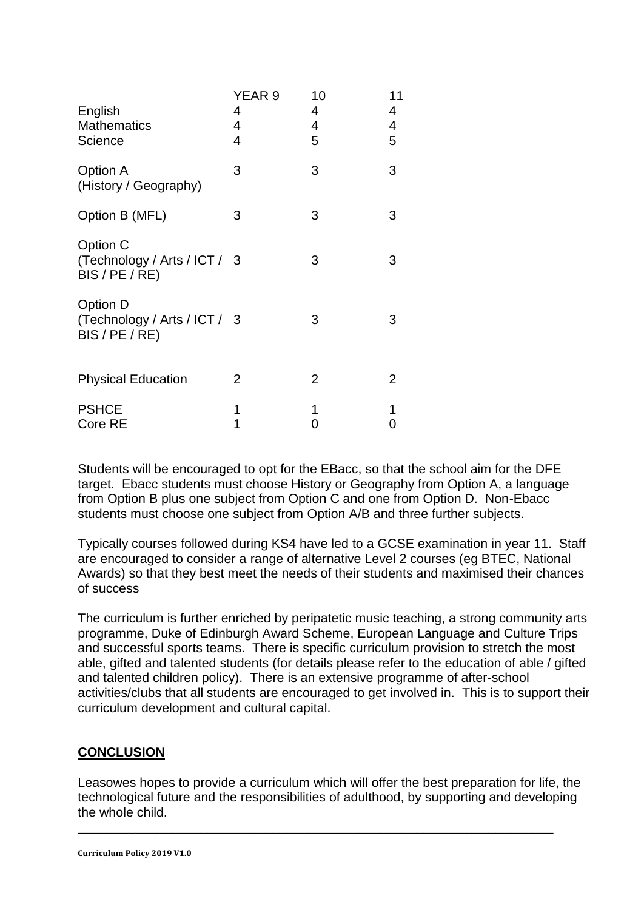| | YEAR 9 | 10 | 11 |
|---|---|---|---|
| English | 4 | 4 | 4 |
| Mathematics | 4 | 4 | 4 |
| Science | 4 | 5 | 5 |
| Option A (History / Geography) | 3 | 3 | 3 |
| Option B (MFL) | 3 | 3 | 3 |
| Option C (Technology / Arts / ICT / BIS / PE / RE) | 3 | 3 | 3 |
| Option D (Technology / Arts / ICT / BIS / PE / RE) | 3 | 3 | 3 |
| Physical Education | 2 | 2 | 2 |
| PSHCE | 1 | 1 | 1 |
| Core RE | 1 | 0 | 0 |

Students will be encouraged to opt for the EBacc, so that the school aim for the DFE target. Ebacc students must choose History or Geography from Option A, a language from Option B plus one subject from Option C and one from Option D. Non-Ebacc students must choose one subject from Option A/B and three further subjects.

Typically courses followed during KS4 have led to a GCSE examination in year 11. Staff are encouraged to consider a range of alternative Level 2 courses (eg BTEC, National Awards) so that they best meet the needs of their students and maximised their chances of success

The curriculum is further enriched by peripatetic music teaching, a strong community arts programme, Duke of Edinburgh Award Scheme, European Language and Culture Trips and successful sports teams. There is specific curriculum provision to stretch the most able, gifted and talented students (for details please refer to the education of able / gifted and talented children policy). There is an extensive programme of after-school activities/clubs that all students are encouraged to get involved in. This is to support their curriculum development and cultural capital.

## CONCLUSION

Leasowes hopes to provide a curriculum which will offer the best preparation for life, the technological future and the responsibilities of adulthood, by supporting and developing the whole child.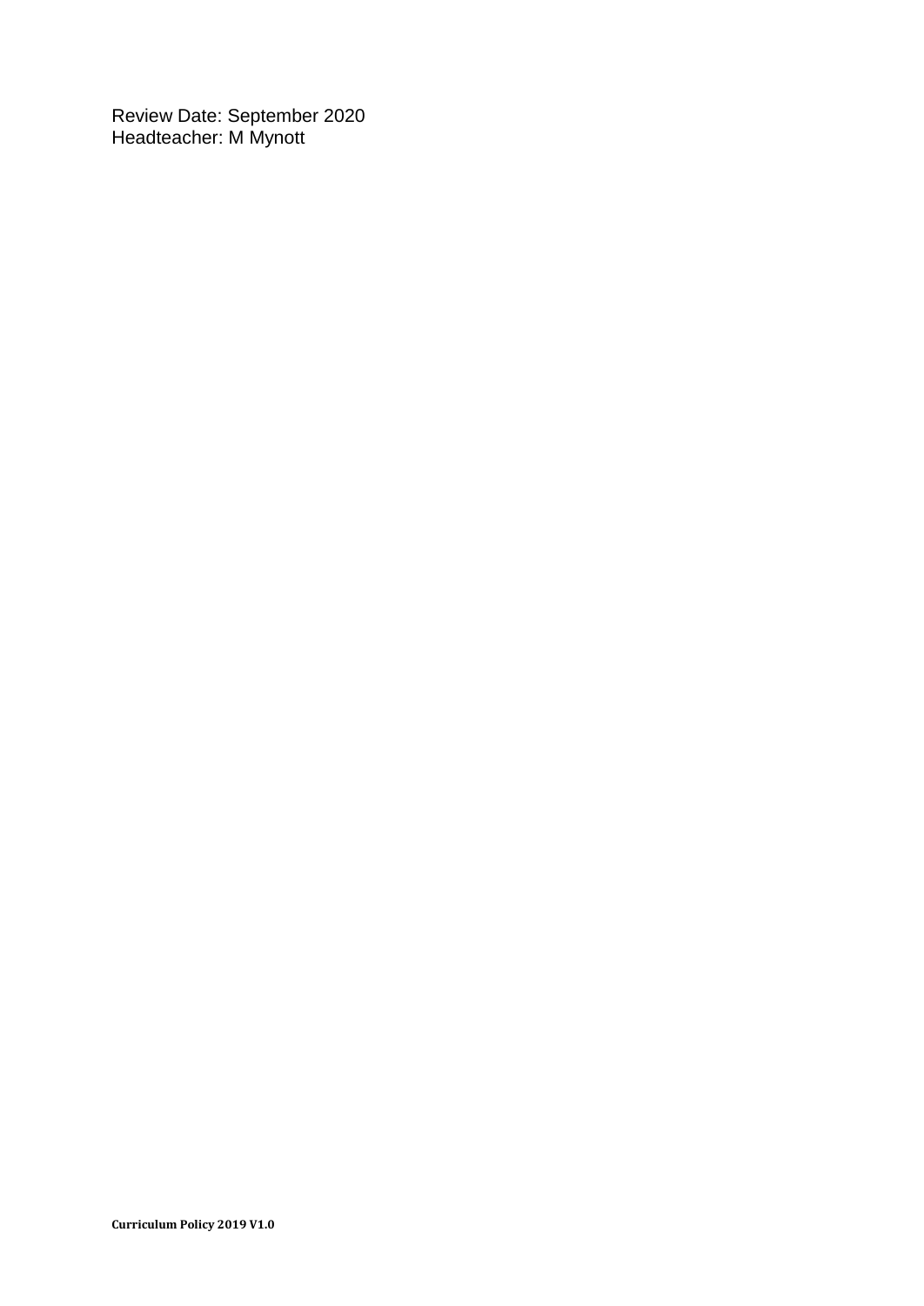Review Date: September 2020
Headteacher: M Mynott